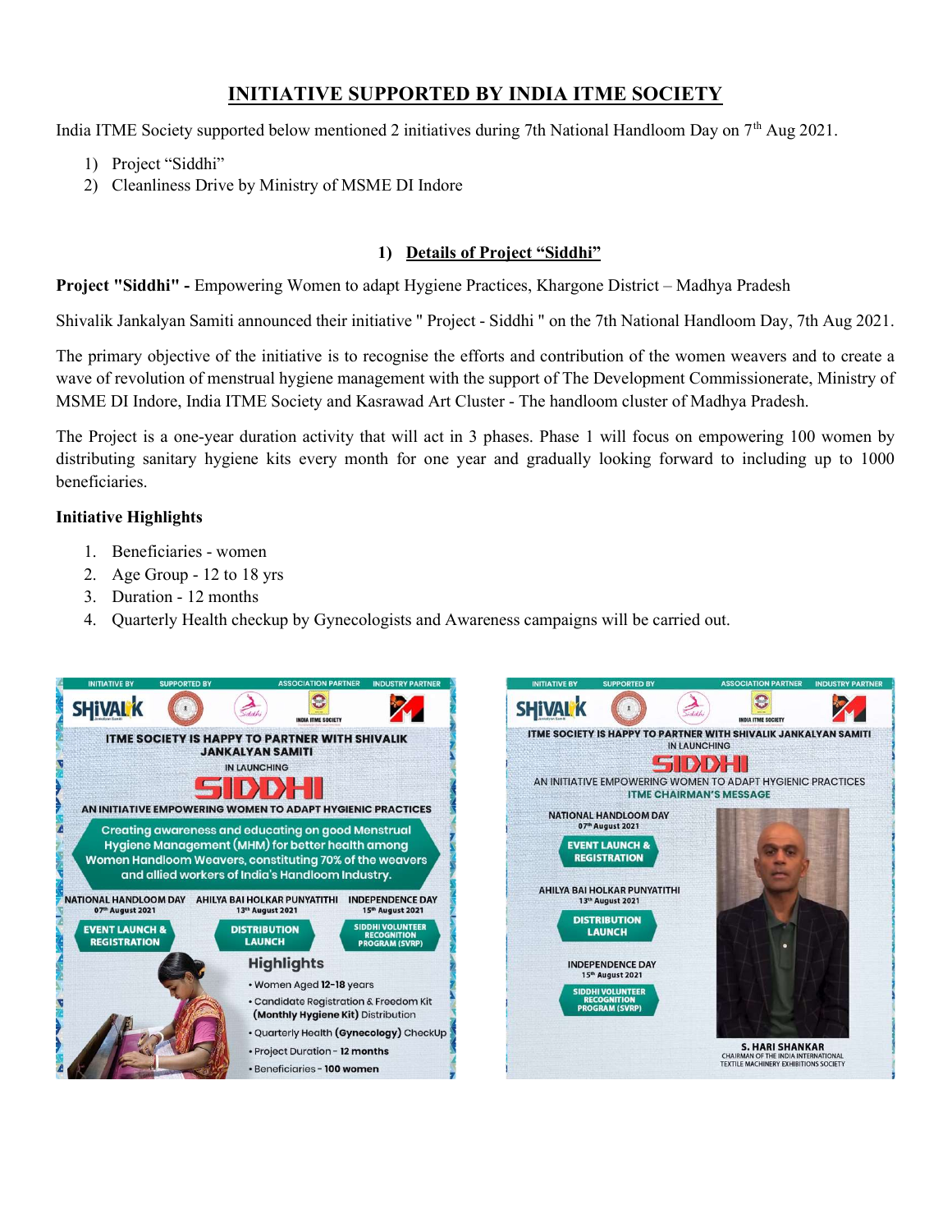# INITIATIVE SUPPORTED BY INDIA ITME SOCIETY

India ITME Society supported below mentioned 2 initiatives during 7th National Handloom Day on 7th Aug 2021.

1) Project "Siddhi"
2) Cleanliness Drive by Ministry of MSME DI Indore

## 1) Details of Project "Siddhi"

**Project "Siddhi" -** Empowering Women to adapt Hygiene Practices, Khargone District – Madhya Pradesh

Shivalik Jankalyan Samiti announced their initiative " Project - Siddhi " on the 7th National Handloom Day, 7th Aug 2021.

The primary objective of the initiative is to recognise the efforts and contribution of the women weavers and to create a wave of revolution of menstrual hygiene management with the support of The Development Commissionerate, Ministry of MSME DI Indore, India ITME Society and Kasrawad Art Cluster - The handloom cluster of Madhya Pradesh.

The Project is a one-year duration activity that will act in 3 phases. Phase 1 will focus on empowering 100 women by distributing sanitary hygiene kits every month for one year and gradually looking forward to including up to 1000 beneficiaries.

**Initiative Highlights**

1. Beneficiaries - women
2. Age Group - 12 to 18 yrs
3. Duration - 12 months
4. Quarterly Health checkup by Gynecologists and Awareness campaigns will be carried out.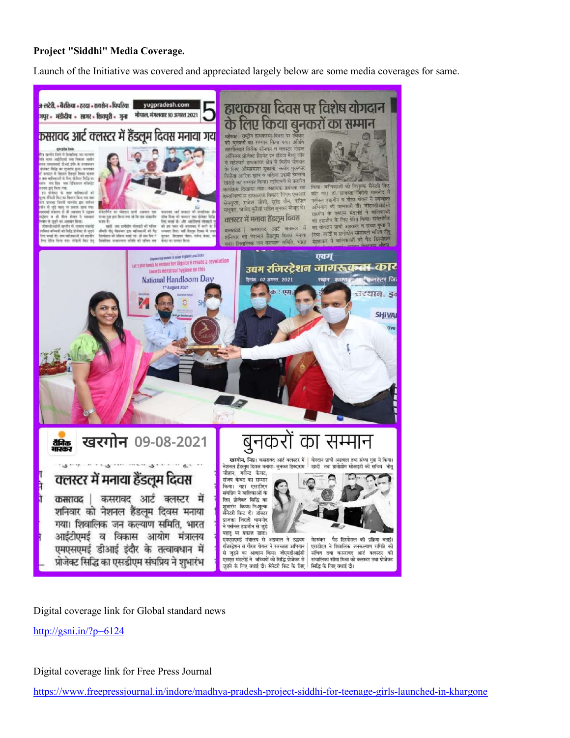**Project "Siddhi" Media Coverage.**

Launch of the Initiative was covered and appreciated largely below are some media coverages for same.

Digital coverage link for Global standard news

http://gsni.in/?p=6124

Digital coverage link for Free Press Journal

https://www.freepressjournal.in/indore/madhya-pradesh-project-siddhi-for-teenage-girls-launched-in-khargone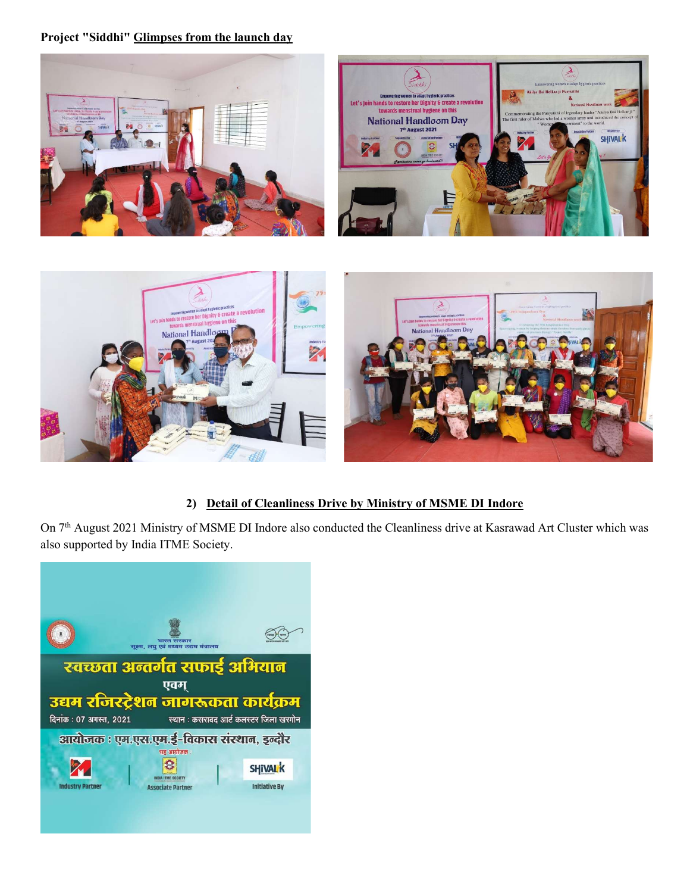**Project "Siddhi" Glimpses from the launch day**

2) **Detail of Cleanliness Drive by Ministry of MSME DI Indore**

On 7th August 2021 Ministry of MSME DI Indore also conducted the Cleanliness drive at Kasrawad Art Cluster which was also supported by India ITME Society.